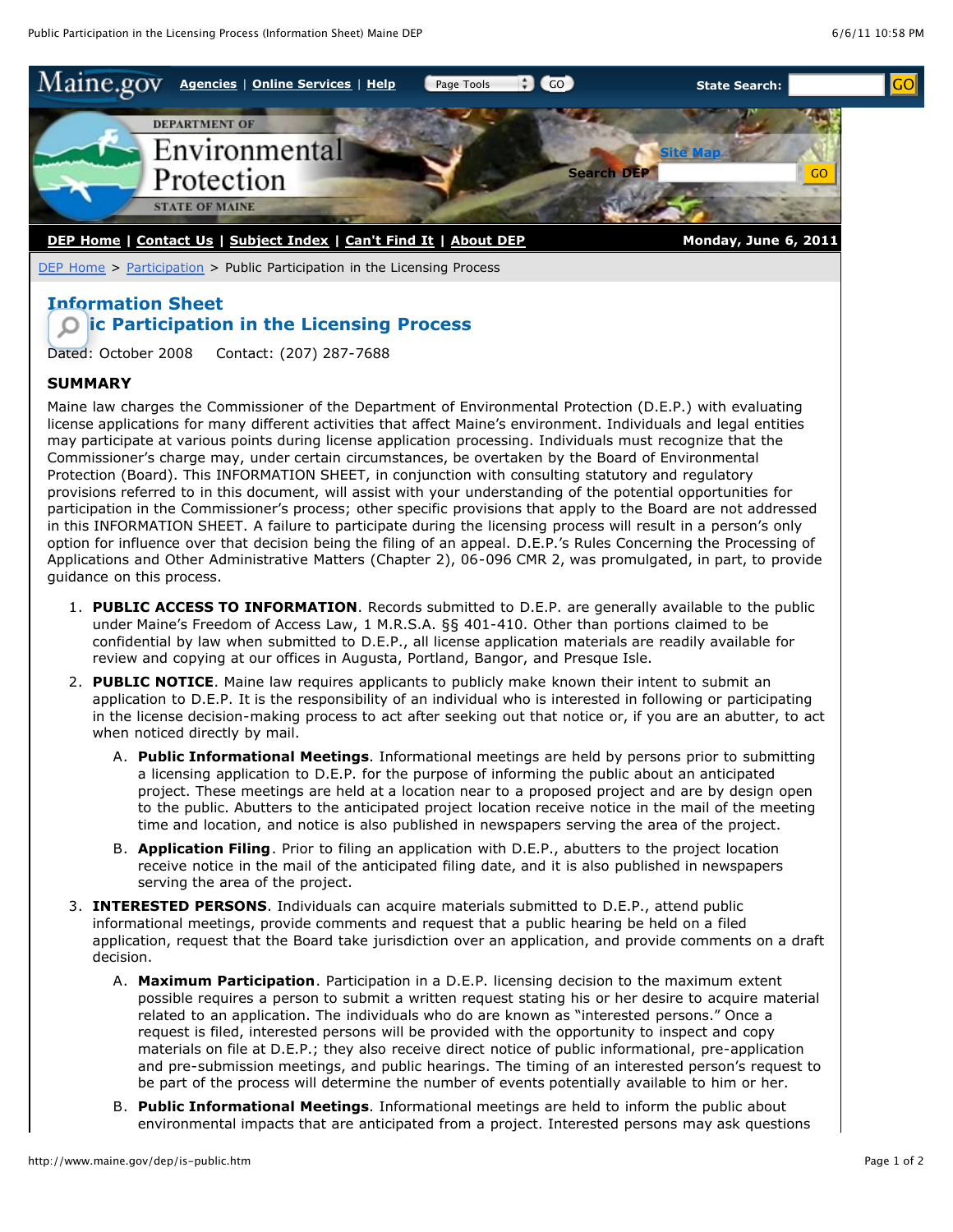DEP Home | Contact Us | Subject Index | Can't Find It | About DEP — Monday, June 6, 2011

DEP Home > Participation > Public Participation in the Licensing Process

# Information Sheet
# Public Participation in the Licensing Process

Dated: October 2008    Contact: (207) 287-7688

## SUMMARY

Maine law charges the Commissioner of the Department of Environmental Protection (D.E.P.) with evaluating license applications for many different activities that affect Maine's environment. Individuals and legal entities may participate at various points during license application processing. Individuals must recognize that the Commissioner's charge may, under certain circumstances, be overtaken by the Board of Environmental Protection (Board). This INFORMATION SHEET, in conjunction with consulting statutory and regulatory provisions referred to in this document, will assist with your understanding of the potential opportunities for participation in the Commissioner's process; other specific provisions that apply to the Board are not addressed in this INFORMATION SHEET. A failure to participate during the licensing process will result in a person's only option for influence over that decision being the filing of an appeal. D.E.P.'s Rules Concerning the Processing of Applications and Other Administrative Matters (Chapter 2), 06-096 CMR 2, was promulgated, in part, to provide guidance on this process.

1. **PUBLIC ACCESS TO INFORMATION**. Records submitted to D.E.P. are generally available to the public under Maine's Freedom of Access Law, 1 M.R.S.A. §§ 401-410. Other than portions claimed to be confidential by law when submitted to D.E.P., all license application materials are readily available for review and copying at our offices in Augusta, Portland, Bangor, and Presque Isle.
2. **PUBLIC NOTICE**. Maine law requires applicants to publicly make known their intent to submit an application to D.E.P. It is the responsibility of an individual who is interested in following or participating in the license decision-making process to act after seeking out that notice or, if you are an abutter, to act when noticed directly by mail.
   A. **Public Informational Meetings**. Informational meetings are held by persons prior to submitting a licensing application to D.E.P. for the purpose of informing the public about an anticipated project. These meetings are held at a location near to a proposed project and are by design open to the public. Abutters to the anticipated project location receive notice in the mail of the meeting time and location, and notice is also published in newspapers serving the area of the project.
   B. **Application Filing**. Prior to filing an application with D.E.P., abutters to the project location receive notice in the mail of the anticipated filing date, and it is also published in newspapers serving the area of the project.
3. **INTERESTED PERSONS**. Individuals can acquire materials submitted to D.E.P., attend public informational meetings, provide comments and request that a public hearing be held on a filed application, request that the Board take jurisdiction over an application, and provide comments on a draft decision.
   A. **Maximum Participation**. Participation in a D.E.P. licensing decision to the maximum extent possible requires a person to submit a written request stating his or her desire to acquire material related to an application. The individuals who do are known as "interested persons." Once a request is filed, interested persons will be provided with the opportunity to inspect and copy materials on file at D.E.P.; they also receive direct notice of public informational, pre-application and pre-submission meetings, and public hearings. The timing of an interested person's request to be part of the process will determine the number of events potentially available to him or her.
   B. **Public Informational Meetings**. Informational meetings are held to inform the public about environmental impacts that are anticipated from a project. Interested persons may ask questions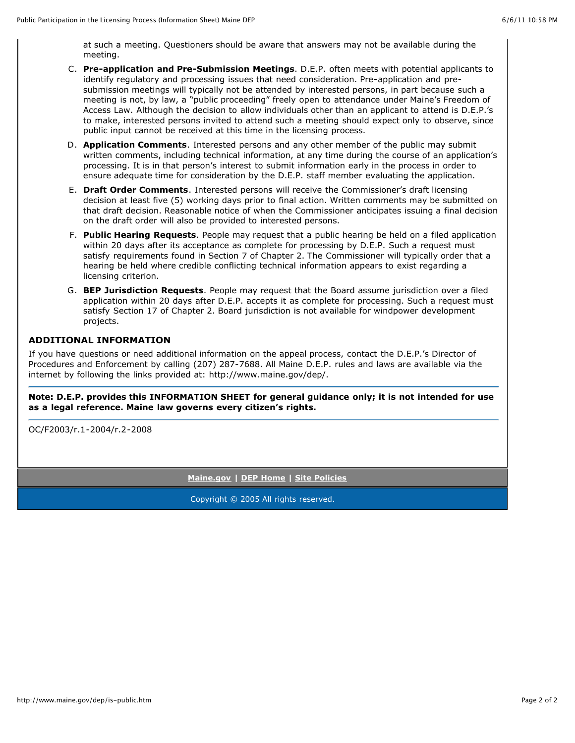at such a meeting. Questioners should be aware that answers may not be available during the meeting.

C. **Pre-application and Pre-Submission Meetings**. D.E.P. often meets with potential applicants to identify regulatory and processing issues that need consideration. Pre-application and pre-submission meetings will typically not be attended by interested persons, in part because such a meeting is not, by law, a "public proceeding" freely open to attendance under Maine's Freedom of Access Law. Although the decision to allow individuals other than an applicant to attend is D.E.P.'s to make, interested persons invited to attend such a meeting should expect only to observe, since public input cannot be received at this time in the licensing process.

D. **Application Comments**. Interested persons and any other member of the public may submit written comments, including technical information, at any time during the course of an application's processing. It is in that person's interest to submit information early in the process in order to ensure adequate time for consideration by the D.E.P. staff member evaluating the application.

E. **Draft Order Comments**. Interested persons will receive the Commissioner's draft licensing decision at least five (5) working days prior to final action. Written comments may be submitted on that draft decision. Reasonable notice of when the Commissioner anticipates issuing a final decision on the draft order will also be provided to interested persons.

F. **Public Hearing Requests**. People may request that a public hearing be held on a filed application within 20 days after its acceptance as complete for processing by D.E.P. Such a request must satisfy requirements found in Section 7 of Chapter 2. The Commissioner will typically order that a hearing be held where credible conflicting technical information appears to exist regarding a licensing criterion.

G. **BEP Jurisdiction Requests**. People may request that the Board assume jurisdiction over a filed application within 20 days after D.E.P. accepts it as complete for processing. Such a request must satisfy Section 17 of Chapter 2. Board jurisdiction is not available for windpower development projects.

## ADDITIONAL INFORMATION

If you have questions or need additional information on the appeal process, contact the D.E.P.'s Director of Procedures and Enforcement by calling (207) 287-7688. All Maine D.E.P. rules and laws are available via the internet by following the links provided at: http://www.maine.gov/dep/.

---

**Note: D.E.P. provides this INFORMATION SHEET for general guidance only; it is not intended for use as a legal reference. Maine law governs every citizen's rights.**

---

OC/F2003/r.1-2004/r.2-2008

**Maine.gov** | **DEP Home** | **Site Policies**

Copyright © 2005 All rights reserved.